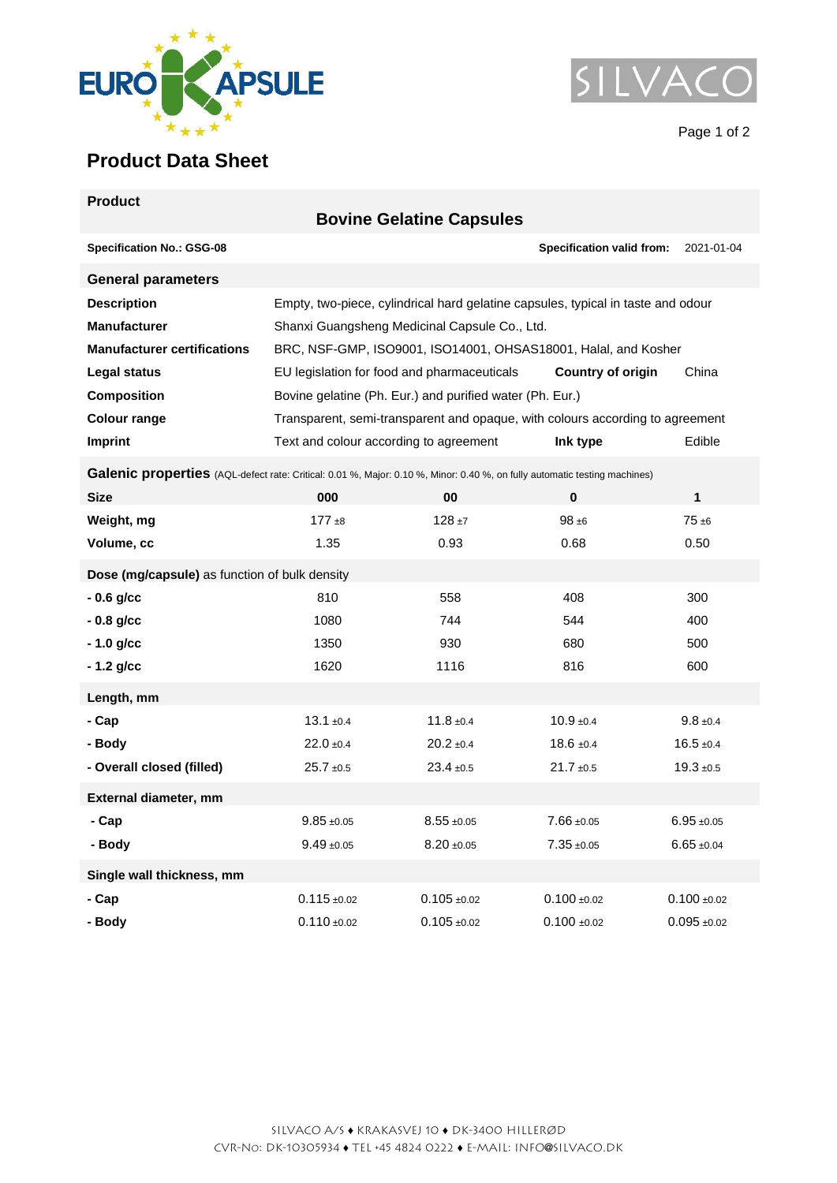# Product Data Sheet

## Product

### Bovine Gelatine Capsules

**Specification No.: GSG-08** — **Specification valid from:** 2021-01-04

## General parameters

| | |
|---|---|
| **Description** | Empty, two-piece, cylindrical hard gelatine capsules, typical in taste and odour |
| **Manufacturer** | Shanxi Guangsheng Medicinal Capsule Co., Ltd. |
| **Manufacturer certifications** | BRC, NSF-GMP, ISO9001, ISO14001, OHSAS18001, Halal, and Kosher |
| **Legal status** | EU legislation for food and pharmaceuticals — **Country of origin**: China |
| **Composition** | Bovine gelatine (Ph. Eur.) and purified water (Ph. Eur.) |
| **Colour range** | Transparent, semi-transparent and opaque, with colours according to agreement |
| **Imprint** | Text and colour according to agreement — **Ink type**: Edible |

## Galenic properties

(AQL-defect rate: Critical: 0.01 %, Major: 0.10 %, Minor: 0.40 %, on fully automatic testing machines)

| **Size** | **000** | **00** | **0** | **1** |
|---|---|---|---|---|
| **Weight, mg** | 177 ±8 | 128 ±7 | 98 ±6 | 75 ±6 |
| **Volume, cc** | 1.35 | 0.93 | 0.68 | 0.50 |
| **Dose (mg/capsule)** as function of bulk density | | | | |
| **- 0.6 g/cc** | 810 | 558 | 408 | 300 |
| **- 0.8 g/cc** | 1080 | 744 | 544 | 400 |
| **- 1.0 g/cc** | 1350 | 930 | 680 | 500 |
| **- 1.2 g/cc** | 1620 | 1116 | 816 | 600 |
| **Length, mm** | | | | |
| **- Cap** | 13.1 ±0.4 | 11.8 ±0.4 | 10.9 ±0.4 | 9.8 ±0.4 |
| **- Body** | 22.0 ±0.4 | 20.2 ±0.4 | 18.6 ±0.4 | 16.5 ±0.4 |
| **- Overall closed (filled)** | 25.7 ±0.5 | 23.4 ±0.5 | 21.7 ±0.5 | 19.3 ±0.5 |
| **External diameter, mm** | | | | |
| **- Cap** | 9.85 ±0.05 | 8.55 ±0.05 | 7.66 ±0.05 | 6.95 ±0.05 |
| **- Body** | 9.49 ±0.05 | 8.20 ±0.05 | 7.35 ±0.05 | 6.65 ±0.04 |
| **Single wall thickness, mm** | | | | |
| **- Cap** | 0.115 ±0.02 | 0.105 ±0.02 | 0.100 ±0.02 | 0.100 ±0.02 |
| **- Body** | 0.110 ±0.02 | 0.105 ±0.02 | 0.100 ±0.02 | 0.095 ±0.02 |

SILVACO A/S ♦ KRAKASVEJ 10 ♦ DK-3400 HILLERØD
CVR-No: DK-10305934 ♦ TEL +45 4824 0222 ♦ E-MAIL: INFO@SILVACO.DK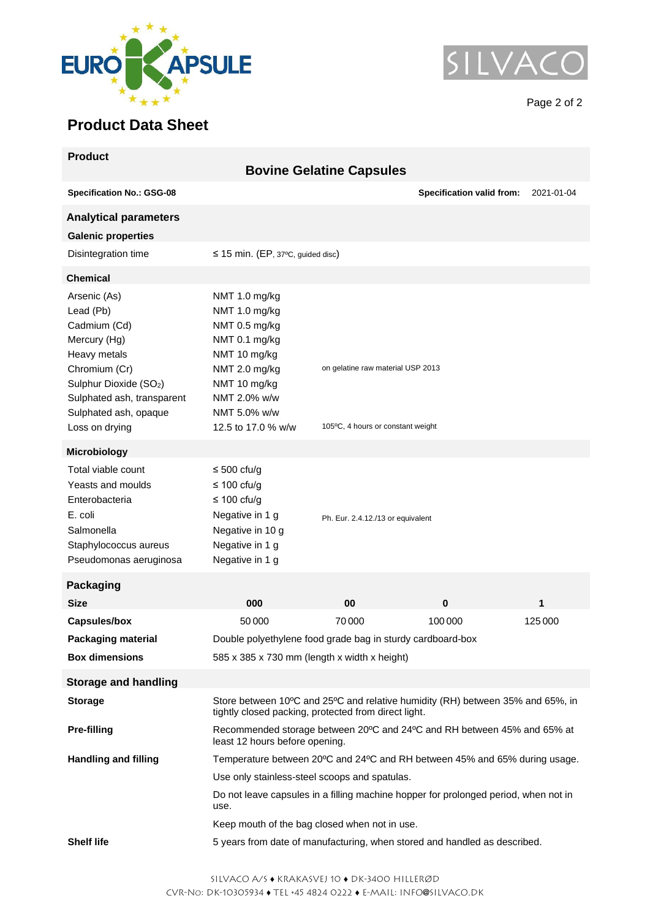## Product Data Sheet

**Product**

### Bovine Gelatine Capsules

**Specification No.: GSG-08** | **Specification valid from:** 2021-01-04

### Analytical parameters

**Galenic properties**

| | | |
|---|---|---|
| Disintegration time | ≤ 15 min. (EP, 37ºC, guided disc) | |

**Chemical**

| | | |
|---|---|---|
| Arsenic (As) | NMT 1.0 mg/kg | |
| Lead (Pb) | NMT 1.0 mg/kg | |
| Cadmium (Cd) | NMT 0.5 mg/kg | |
| Mercury (Hg) | NMT 0.1 mg/kg | |
| Heavy metals | NMT 10 mg/kg | |
| Chromium (Cr) | NMT 2.0 mg/kg | on gelatine raw material USP 2013 |
| Sulphur Dioxide ($SO_2$) | NMT 10 mg/kg | |
| Sulphated ash, transparent | NMT 2.0% w/w | |
| Sulphated ash, opaque | NMT 5.0% w/w | |
| Loss on drying | 12.5 to 17.0 % w/w | 105ºC, 4 hours or constant weight |

**Microbiology**

| | | |
|---|---|---|
| Total viable count | ≤ 500 cfu/g | |
| Yeasts and moulds | ≤ 100 cfu/g | |
| Enterobacteria | ≤ 100 cfu/g | |
| E. coli | Negative in 1 g | Ph. Eur. 2.4.12./13 or equivalent |
| Salmonella | Negative in 10 g | |
| Staphylococcus aureus | Negative in 1 g | |
| Pseudomonas aeruginosa | Negative in 1 g | |

### Packaging

| **Size** | **000** | **00** | **0** | **1** |
|---|---|---|---|---|
| **Capsules/box** | 50 000 | 70 000 | 100 000 | 125 000 |
| **Packaging material** | Double polyethylene food grade bag in sturdy cardboard-box | | | |
| **Box dimensions** | 585 x 385 x 730 mm (length x width x height) | | | |

### Storage and handling

| | |
|---|---|
| **Storage** | Store between 10ºC and 25ºC and relative humidity (RH) between 35% and 65%, in tightly closed packing, protected from direct light. |
| **Pre-filling** | Recommended storage between 20ºC and 24ºC and RH between 45% and 65% at least 12 hours before opening. |
| **Handling and filling** | Temperature between 20ºC and 24ºC and RH between 45% and 65% during usage. |
| | Use only stainless-steel scoops and spatulas. |
| | Do not leave capsules in a filling machine hopper for prolonged period, when not in use. |
| | Keep mouth of the bag closed when not in use. |
| **Shelf life** | 5 years from date of manufacturing, when stored and handled as described. |

SILVACO A/S ♦ KRAKASVEJ 10 ♦ DK-3400 HILLERØD
CVR-No: DK-10305934 ♦ TEL +45 4824 0222 ♦ E-MAIL: INFO@SILVACO.DK